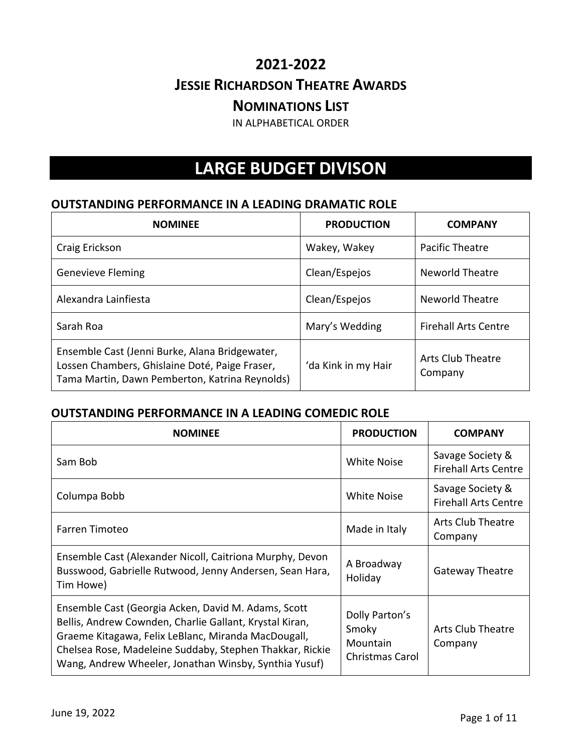# 2021-2022
# JESSIE RICHARDSON THEATRE AWARDS
# NOMINATIONS LIST

IN ALPHABETICAL ORDER

# LARGE BUDGET DIVISON

## OUTSTANDING PERFORMANCE IN A LEADING DRAMATIC ROLE

| NOMINEE | PRODUCTION | COMPANY |
|---|---|---|
| Craig Erickson | Wakey, Wakey | Pacific Theatre |
| Genevieve Fleming | Clean/Espejos | Neworld Theatre |
| Alexandra Lainfiesta | Clean/Espejos | Neworld Theatre |
| Sarah Roa | Mary's Wedding | Firehall Arts Centre |
| Ensemble Cast (Jenni Burke, Alana Bridgewater, Lossen Chambers, Ghislaine Doté, Paige Fraser, Tama Martin, Dawn Pemberton, Katrina Reynolds) | 'da Kink in my Hair | Arts Club Theatre Company |

## OUTSTANDING PERFORMANCE IN A LEADING COMEDIC ROLE

| NOMINEE | PRODUCTION | COMPANY |
|---|---|---|
| Sam Bob | White Noise | Savage Society & Firehall Arts Centre |
| Columpa Bobb | White Noise | Savage Society & Firehall Arts Centre |
| Farren Timoteo | Made in Italy | Arts Club Theatre Company |
| Ensemble Cast (Alexander Nicoll, Caitriona Murphy, Devon Busswood, Gabrielle Rutwood, Jenny Andersen, Sean Hara, Tim Howe) | A Broadway Holiday | Gateway Theatre |
| Ensemble Cast (Georgia Acken, David M. Adams, Scott Bellis, Andrew Cownden, Charlie Gallant, Krystal Kiran, Graeme Kitagawa, Felix LeBlanc, Miranda MacDougall, Chelsea Rose, Madeleine Suddaby, Stephen Thakkar, Rickie Wang, Andrew Wheeler, Jonathan Winsby, Synthia Yusuf) | Dolly Parton's Smoky Mountain Christmas Carol | Arts Club Theatre Company |

June 19, 2022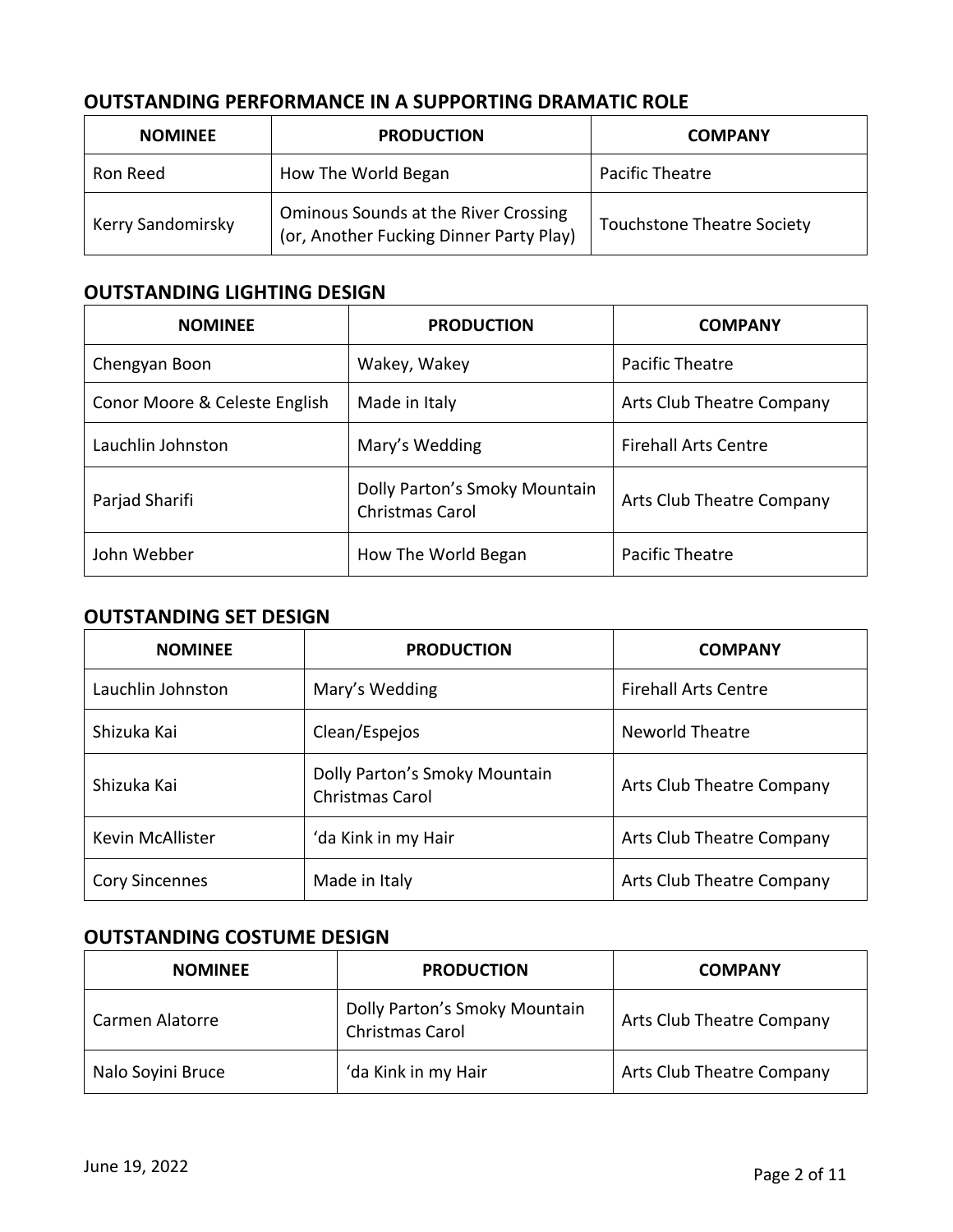## OUTSTANDING PERFORMANCE IN A SUPPORTING DRAMATIC ROLE

| NOMINEE | PRODUCTION | COMPANY |
|---|---|---|
| Ron Reed | How The World Began | Pacific Theatre |
| Kerry Sandomirsky | Ominous Sounds at the River Crossing (or, Another Fucking Dinner Party Play) | Touchstone Theatre Society |

## OUTSTANDING LIGHTING DESIGN

| NOMINEE | PRODUCTION | COMPANY |
|---|---|---|
| Chengyan Boon | Wakey, Wakey | Pacific Theatre |
| Conor Moore & Celeste English | Made in Italy | Arts Club Theatre Company |
| Lauchlin Johnston | Mary's Wedding | Firehall Arts Centre |
| Parjad Sharifi | Dolly Parton's Smoky Mountain Christmas Carol | Arts Club Theatre Company |
| John Webber | How The World Began | Pacific Theatre |

## OUTSTANDING SET DESIGN

| NOMINEE | PRODUCTION | COMPANY |
|---|---|---|
| Lauchlin Johnston | Mary's Wedding | Firehall Arts Centre |
| Shizuka Kai | Clean/Espejos | Neworld Theatre |
| Shizuka Kai | Dolly Parton's Smoky Mountain Christmas Carol | Arts Club Theatre Company |
| Kevin McAllister | 'da Kink in my Hair | Arts Club Theatre Company |
| Cory Sincennes | Made in Italy | Arts Club Theatre Company |

## OUTSTANDING COSTUME DESIGN

| NOMINEE | PRODUCTION | COMPANY |
|---|---|---|
| Carmen Alatorre | Dolly Parton's Smoky Mountain Christmas Carol | Arts Club Theatre Company |
| Nalo Soyini Bruce | 'da Kink in my Hair | Arts Club Theatre Company |

June 19, 2022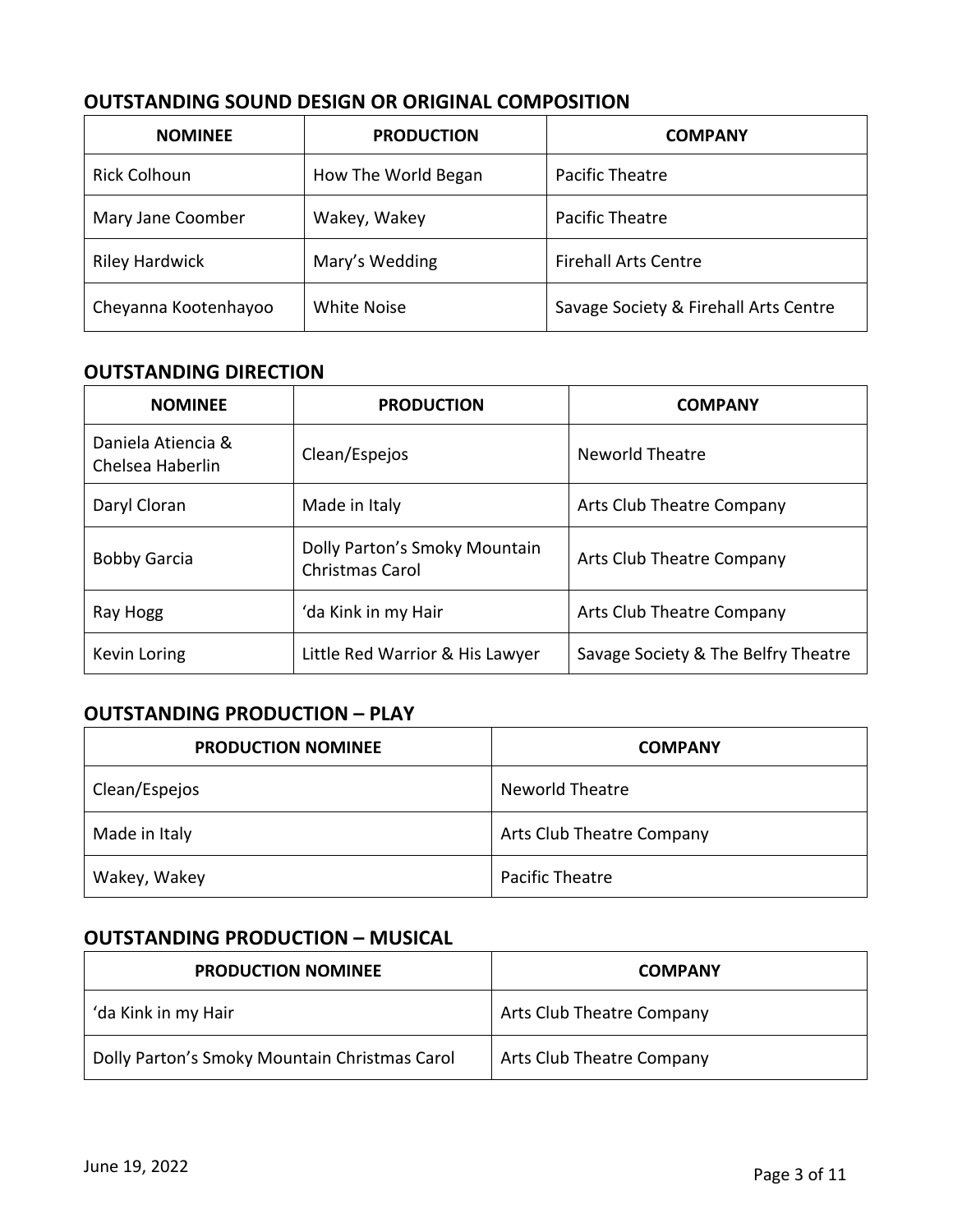## OUTSTANDING SOUND DESIGN OR ORIGINAL COMPOSITION

| NOMINEE | PRODUCTION | COMPANY |
|---|---|---|
| Rick Colhoun | How The World Began | Pacific Theatre |
| Mary Jane Coomber | Wakey, Wakey | Pacific Theatre |
| Riley Hardwick | Mary's Wedding | Firehall Arts Centre |
| Cheyanna Kootenhayoo | White Noise | Savage Society & Firehall Arts Centre |

## OUTSTANDING DIRECTION

| NOMINEE | PRODUCTION | COMPANY |
|---|---|---|
| Daniela Atiencia & Chelsea Haberlin | Clean/Espejos | Neworld Theatre |
| Daryl Cloran | Made in Italy | Arts Club Theatre Company |
| Bobby Garcia | Dolly Parton's Smoky Mountain Christmas Carol | Arts Club Theatre Company |
| Ray Hogg | 'da Kink in my Hair | Arts Club Theatre Company |
| Kevin Loring | Little Red Warrior & His Lawyer | Savage Society & The Belfry Theatre |

## OUTSTANDING PRODUCTION – PLAY

| PRODUCTION NOMINEE | COMPANY |
|---|---|
| Clean/Espejos | Neworld Theatre |
| Made in Italy | Arts Club Theatre Company |
| Wakey, Wakey | Pacific Theatre |

## OUTSTANDING PRODUCTION – MUSICAL

| PRODUCTION NOMINEE | COMPANY |
|---|---|
| 'da Kink in my Hair | Arts Club Theatre Company |
| Dolly Parton's Smoky Mountain Christmas Carol | Arts Club Theatre Company |

June 19, 2022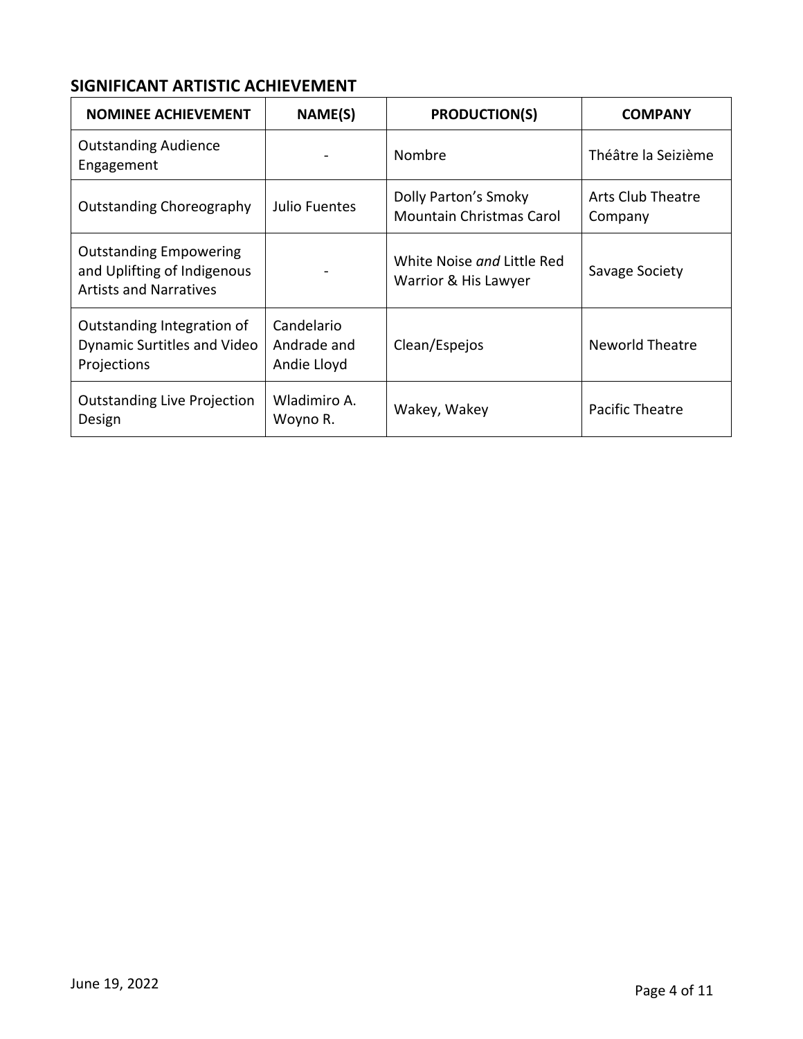## SIGNIFICANT ARTISTIC ACHIEVEMENT

| NOMINEE ACHIEVEMENT | NAME(S) | PRODUCTION(S) | COMPANY |
|---|---|---|---|
| Outstanding Audience Engagement | - | Nombre | Théâtre la Seizième |
| Outstanding Choreography | Julio Fuentes | Dolly Parton's Smoky Mountain Christmas Carol | Arts Club Theatre Company |
| Outstanding Empowering and Uplifting of Indigenous Artists and Narratives | - | White Noise *and* Little Red Warrior & His Lawyer | Savage Society |
| Outstanding Integration of Dynamic Surtitles and Video Projections | Candelario Andrade and Andie Lloyd | Clean/Espejos | Neworld Theatre |
| Outstanding Live Projection Design | Wladimiro A. Woyno R. | Wakey, Wakey | Pacific Theatre |

June 19, 2022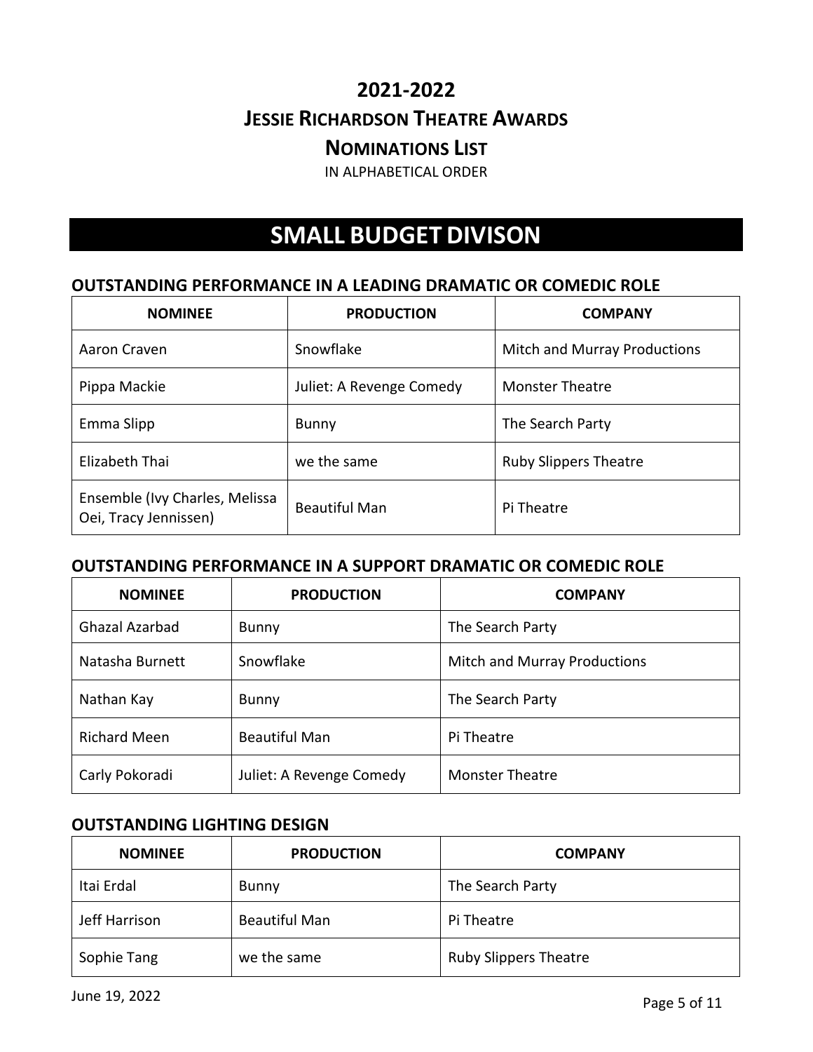# 2021-2022

# JESSIE RICHARDSON THEATRE AWARDS

# NOMINATIONS LIST

IN ALPHABETICAL ORDER

## SMALL BUDGET DIVISON

### OUTSTANDING PERFORMANCE IN A LEADING DRAMATIC OR COMEDIC ROLE

| NOMINEE | PRODUCTION | COMPANY |
|---|---|---|
| Aaron Craven | Snowflake | Mitch and Murray Productions |
| Pippa Mackie | Juliet: A Revenge Comedy | Monster Theatre |
| Emma Slipp | Bunny | The Search Party |
| Elizabeth Thai | we the same | Ruby Slippers Theatre |
| Ensemble (Ivy Charles, Melissa Oei, Tracy Jennissen) | Beautiful Man | Pi Theatre |

### OUTSTANDING PERFORMANCE IN A SUPPORT DRAMATIC OR COMEDIC ROLE

| NOMINEE | PRODUCTION | COMPANY |
|---|---|---|
| Ghazal Azarbad | Bunny | The Search Party |
| Natasha Burnett | Snowflake | Mitch and Murray Productions |
| Nathan Kay | Bunny | The Search Party |
| Richard Meen | Beautiful Man | Pi Theatre |
| Carly Pokoradi | Juliet: A Revenge Comedy | Monster Theatre |

### OUTSTANDING LIGHTING DESIGN

| NOMINEE | PRODUCTION | COMPANY |
|---|---|---|
| Itai Erdal | Bunny | The Search Party |
| Jeff Harrison | Beautiful Man | Pi Theatre |
| Sophie Tang | we the same | Ruby Slippers Theatre |

June 19, 2022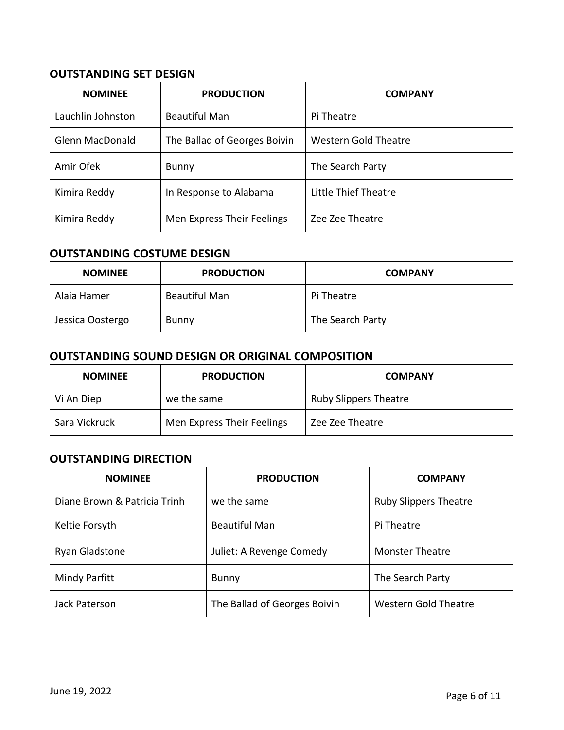## OUTSTANDING SET DESIGN

| NOMINEE | PRODUCTION | COMPANY |
|---|---|---|
| Lauchlin Johnston | Beautiful Man | Pi Theatre |
| Glenn MacDonald | The Ballad of Georges Boivin | Western Gold Theatre |
| Amir Ofek | Bunny | The Search Party |
| Kimira Reddy | In Response to Alabama | Little Thief Theatre |
| Kimira Reddy | Men Express Their Feelings | Zee Zee Theatre |

## OUTSTANDING COSTUME DESIGN

| NOMINEE | PRODUCTION | COMPANY |
|---|---|---|
| Alaia Hamer | Beautiful Man | Pi Theatre |
| Jessica Oostergo | Bunny | The Search Party |

## OUTSTANDING SOUND DESIGN OR ORIGINAL COMPOSITION

| NOMINEE | PRODUCTION | COMPANY |
|---|---|---|
| Vi An Diep | we the same | Ruby Slippers Theatre |
| Sara Vickruck | Men Express Their Feelings | Zee Zee Theatre |

## OUTSTANDING DIRECTION

| NOMINEE | PRODUCTION | COMPANY |
|---|---|---|
| Diane Brown & Patricia Trinh | we the same | Ruby Slippers Theatre |
| Keltie Forsyth | Beautiful Man | Pi Theatre |
| Ryan Gladstone | Juliet: A Revenge Comedy | Monster Theatre |
| Mindy Parfitt | Bunny | The Search Party |
| Jack Paterson | The Ballad of Georges Boivin | Western Gold Theatre |

June 19, 2022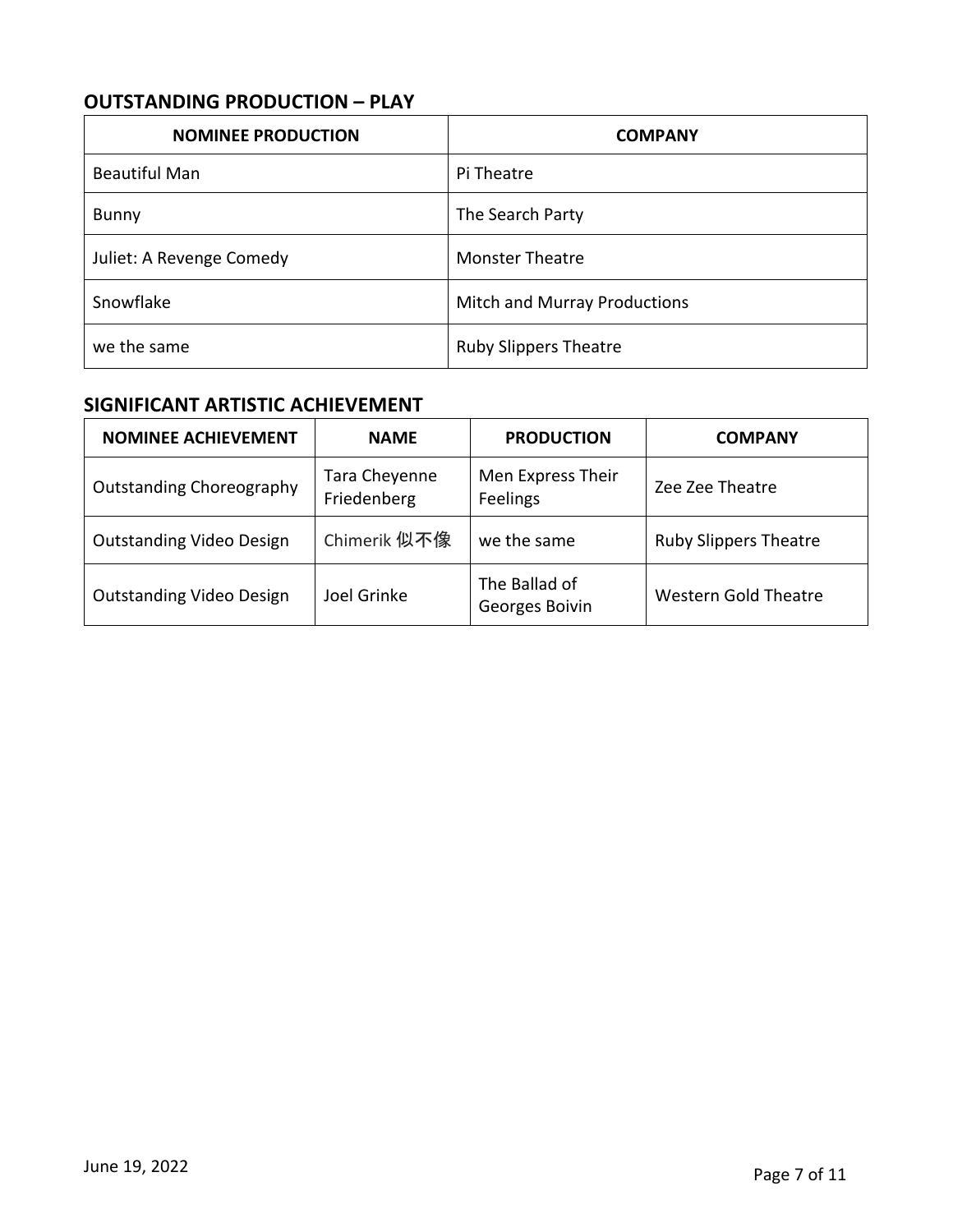## OUTSTANDING PRODUCTION – PLAY

| NOMINEE PRODUCTION | COMPANY |
| --- | --- |
| Beautiful Man | Pi Theatre |
| Bunny | The Search Party |
| Juliet: A Revenge Comedy | Monster Theatre |
| Snowflake | Mitch and Murray Productions |
| we the same | Ruby Slippers Theatre |

## SIGNIFICANT ARTISTIC ACHIEVEMENT

| NOMINEE ACHIEVEMENT | NAME | PRODUCTION | COMPANY |
| --- | --- | --- | --- |
| Outstanding Choreography | Tara Cheyenne Friedenberg | Men Express Their Feelings | Zee Zee Theatre |
| Outstanding Video Design | Chimerik 似不像 | we the same | Ruby Slippers Theatre |
| Outstanding Video Design | Joel Grinke | The Ballad of Georges Boivin | Western Gold Theatre |

June 19, 2022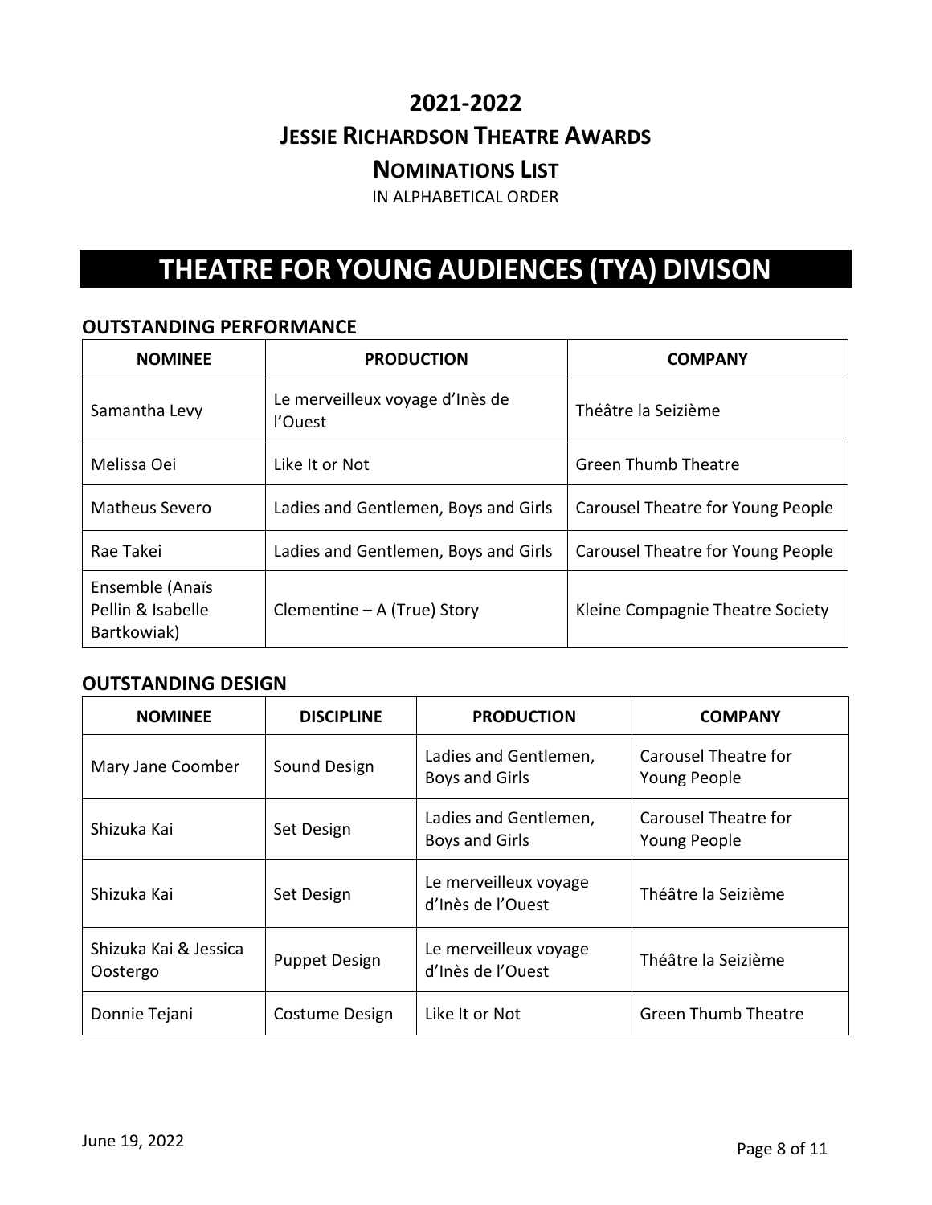# 2021-2022
# JESSIE RICHARDSON THEATRE AWARDS
# NOMINATIONS LIST

IN ALPHABETICAL ORDER

# THEATRE FOR YOUNG AUDIENCES (TYA) DIVISON

### OUTSTANDING PERFORMANCE

| NOMINEE | PRODUCTION | COMPANY |
|---|---|---|
| Samantha Levy | Le merveilleux voyage d'Inès de l'Ouest | Théâtre la Seizième |
| Melissa Oei | Like It or Not | Green Thumb Theatre |
| Matheus Severo | Ladies and Gentlemen, Boys and Girls | Carousel Theatre for Young People |
| Rae Takei | Ladies and Gentlemen, Boys and Girls | Carousel Theatre for Young People |
| Ensemble (Anaïs Pellin & Isabelle Bartkowiak) | Clementine – A (True) Story | Kleine Compagnie Theatre Society |

### OUTSTANDING DESIGN

| NOMINEE | DISCIPLINE | PRODUCTION | COMPANY |
|---|---|---|---|
| Mary Jane Coomber | Sound Design | Ladies and Gentlemen, Boys and Girls | Carousel Theatre for Young People |
| Shizuka Kai | Set Design | Ladies and Gentlemen, Boys and Girls | Carousel Theatre for Young People |
| Shizuka Kai | Set Design | Le merveilleux voyage d'Inès de l'Ouest | Théâtre la Seizième |
| Shizuka Kai & Jessica Oostergo | Puppet Design | Le merveilleux voyage d'Inès de l'Ouest | Théâtre la Seizième |
| Donnie Tejani | Costume Design | Like It or Not | Green Thumb Theatre |

June 19, 2022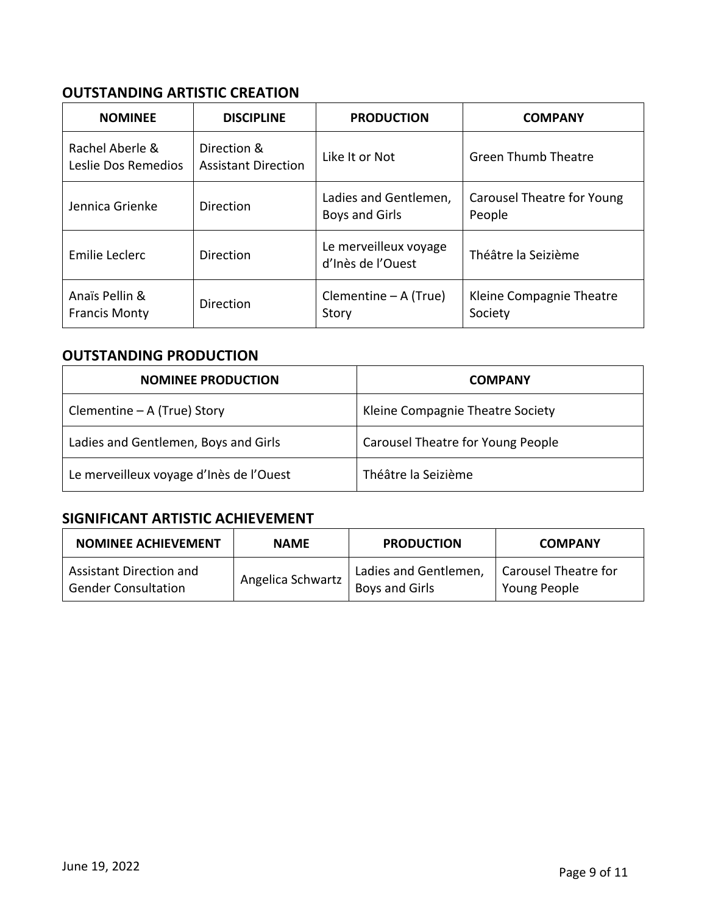## OUTSTANDING ARTISTIC CREATION

| NOMINEE | DISCIPLINE | PRODUCTION | COMPANY |
|---|---|---|---|
| Rachel Aberle & Leslie Dos Remedios | Direction & Assistant Direction | Like It or Not | Green Thumb Theatre |
| Jennica Grienke | Direction | Ladies and Gentlemen, Boys and Girls | Carousel Theatre for Young People |
| Emilie Leclerc | Direction | Le merveilleux voyage d'Inès de l'Ouest | Théâtre la Seizième |
| Anaïs Pellin & Francis Monty | Direction | Clementine – A (True) Story | Kleine Compagnie Theatre Society |

## OUTSTANDING PRODUCTION

| NOMINEE PRODUCTION | COMPANY |
|---|---|
| Clementine – A (True) Story | Kleine Compagnie Theatre Society |
| Ladies and Gentlemen, Boys and Girls | Carousel Theatre for Young People |
| Le merveilleux voyage d'Inès de l'Ouest | Théâtre la Seizième |

## SIGNIFICANT ARTISTIC ACHIEVEMENT

| NOMINEE ACHIEVEMENT | NAME | PRODUCTION | COMPANY |
|---|---|---|---|
| Assistant Direction and Gender Consultation | Angelica Schwartz | Ladies and Gentlemen, Boys and Girls | Carousel Theatre for Young People |

June 19, 2022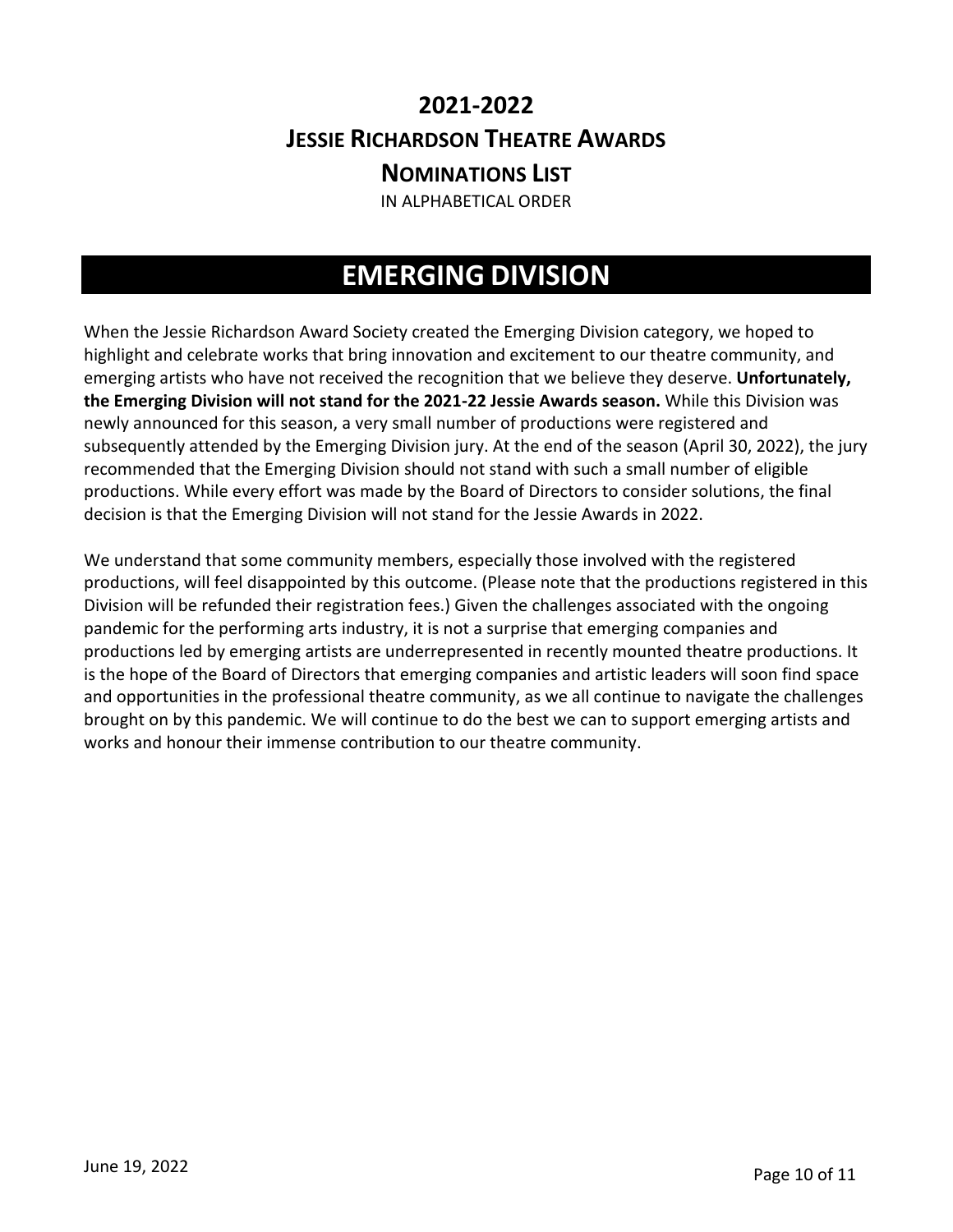# 2021-2022
# JESSIE RICHARDSON THEATRE AWARDS
# NOMINATIONS LIST

IN ALPHABETICAL ORDER

## EMERGING DIVISION

When the Jessie Richardson Award Society created the Emerging Division category, we hoped to highlight and celebrate works that bring innovation and excitement to our theatre community, and emerging artists who have not received the recognition that we believe they deserve. **Unfortunately, the Emerging Division will not stand for the 2021-22 Jessie Awards season.** While this Division was newly announced for this season, a very small number of productions were registered and subsequently attended by the Emerging Division jury. At the end of the season (April 30, 2022), the jury recommended that the Emerging Division should not stand with such a small number of eligible productions. While every effort was made by the Board of Directors to consider solutions, the final decision is that the Emerging Division will not stand for the Jessie Awards in 2022.

We understand that some community members, especially those involved with the registered productions, will feel disappointed by this outcome. (Please note that the productions registered in this Division will be refunded their registration fees.) Given the challenges associated with the ongoing pandemic for the performing arts industry, it is not a surprise that emerging companies and productions led by emerging artists are underrepresented in recently mounted theatre productions. It is the hope of the Board of Directors that emerging companies and artistic leaders will soon find space and opportunities in the professional theatre community, as we all continue to navigate the challenges brought on by this pandemic. We will continue to do the best we can to support emerging artists and works and honour their immense contribution to our theatre community.

June 19, 2022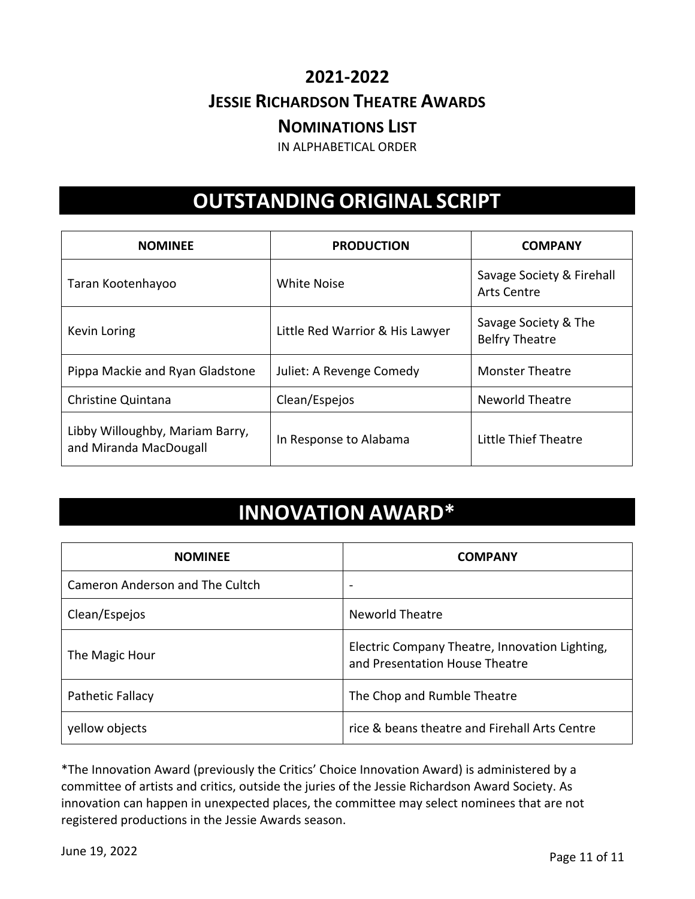# 2021-2022
# JESSIE RICHARDSON THEATRE AWARDS
# NOMINATIONS LIST

IN ALPHABETICAL ORDER

## OUTSTANDING ORIGINAL SCRIPT

| NOMINEE | PRODUCTION | COMPANY |
|---|---|---|
| Taran Kootenhayoo | White Noise | Savage Society & Firehall Arts Centre |
| Kevin Loring | Little Red Warrior & His Lawyer | Savage Society & The Belfry Theatre |
| Pippa Mackie and Ryan Gladstone | Juliet: A Revenge Comedy | Monster Theatre |
| Christine Quintana | Clean/Espejos | Neworld Theatre |
| Libby Willoughby, Mariam Barry, and Miranda MacDougall | In Response to Alabama | Little Thief Theatre |

## INNOVATION AWARD*

| NOMINEE | COMPANY |
|---|---|
| Cameron Anderson and The Cultch | - |
| Clean/Espejos | Neworld Theatre |
| The Magic Hour | Electric Company Theatre, Innovation Lighting, and Presentation House Theatre |
| Pathetic Fallacy | The Chop and Rumble Theatre |
| yellow objects | rice & beans theatre and Firehall Arts Centre |

*The Innovation Award (previously the Critics' Choice Innovation Award) is administered by a committee of artists and critics, outside the juries of the Jessie Richardson Award Society. As innovation can happen in unexpected places, the committee may select nominees that are not registered productions in the Jessie Awards season.

June 19, 2022